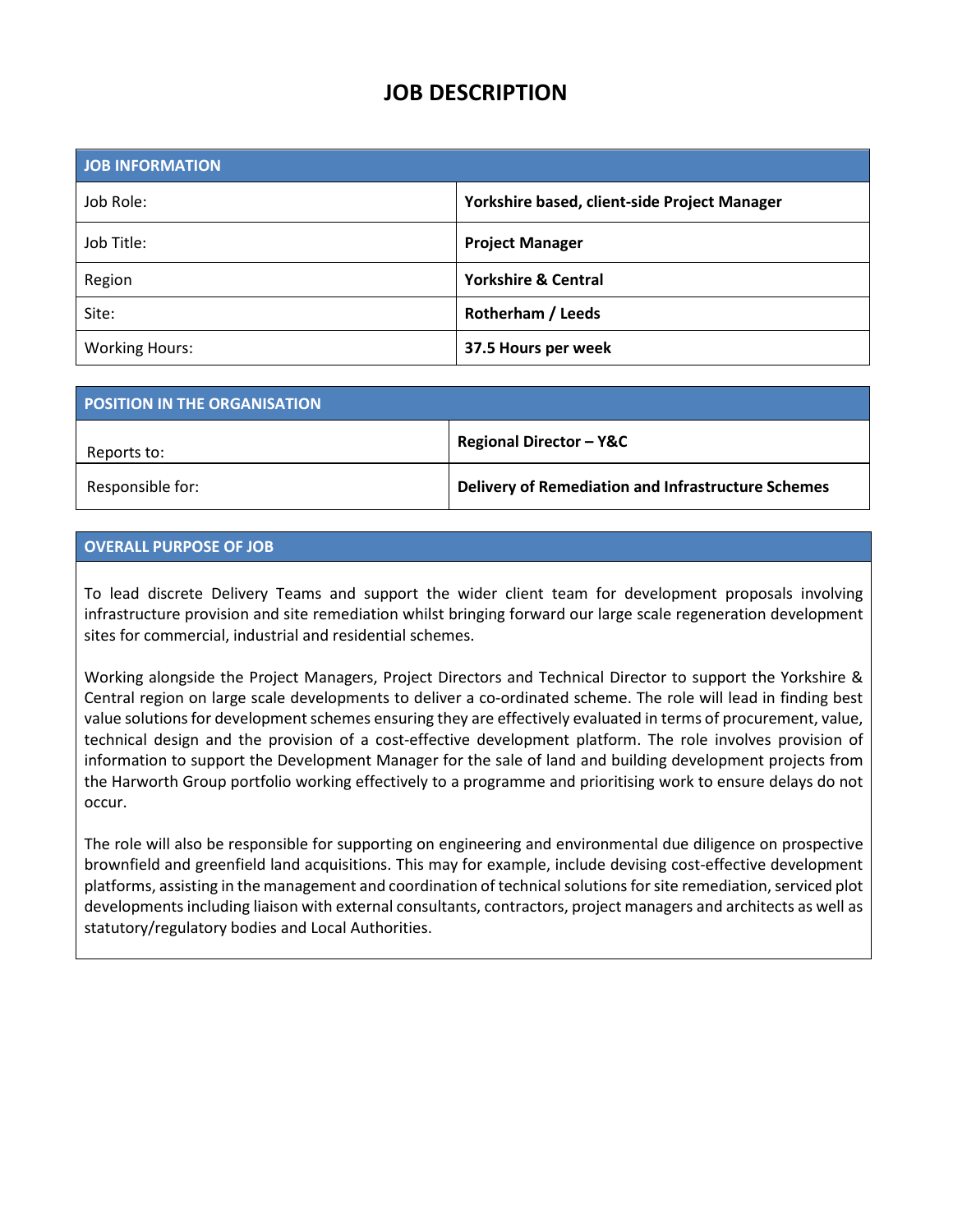# JOB DESCRIPTION

| JOB INFORMATION | |
|---|---|
| Job Role: | **Yorkshire based, client-side Project Manager** |
| Job Title: | **Project Manager** |
| Region | **Yorkshire & Central** |
| Site: | **Rotherham / Leeds** |
| Working Hours: | **37.5 Hours per week** |

| POSITION IN THE ORGANISATION | |
|---|---|
| Reports to: | **Regional Director – Y&C** |
| Responsible for: | **Delivery of Remediation and Infrastructure Schemes** |

## OVERALL PURPOSE OF JOB

To lead discrete Delivery Teams and support the wider client team for development proposals involving infrastructure provision and site remediation whilst bringing forward our large scale regeneration development sites for commercial, industrial and residential schemes.

Working alongside the Project Managers, Project Directors and Technical Director to support the Yorkshire & Central region on large scale developments to deliver a co-ordinated scheme. The role will lead in finding best value solutions for development schemes ensuring they are effectively evaluated in terms of procurement, value, technical design and the provision of a cost-effective development platform. The role involves provision of information to support the Development Manager for the sale of land and building development projects from the Harworth Group portfolio working effectively to a programme and prioritising work to ensure delays do not occur.

The role will also be responsible for supporting on engineering and environmental due diligence on prospective brownfield and greenfield land acquisitions. This may for example, include devising cost-effective development platforms, assisting in the management and coordination of technical solutions for site remediation, serviced plot developments including liaison with external consultants, contractors, project managers and architects as well as statutory/regulatory bodies and Local Authorities.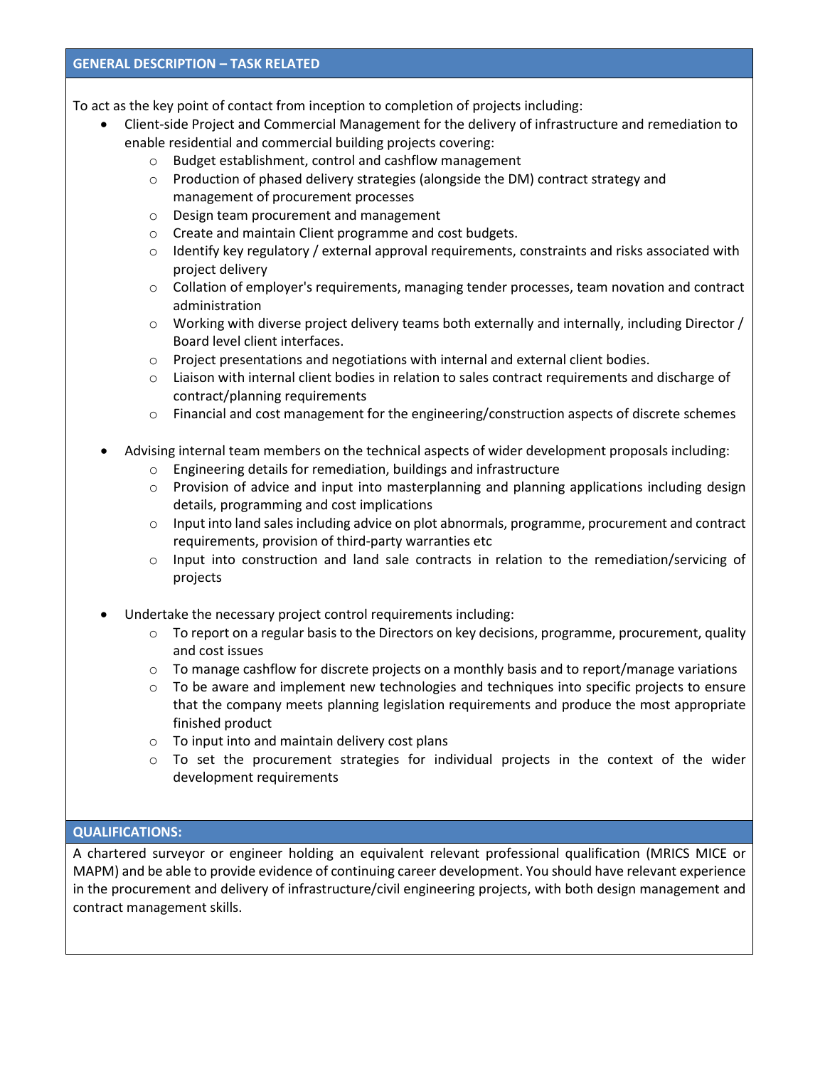## GENERAL DESCRIPTION – TASK RELATED

To act as the key point of contact from inception to completion of projects including:

- Client-side Project and Commercial Management for the delivery of infrastructure and remediation to enable residential and commercial building projects covering:
    - Budget establishment, control and cashflow management
    - Production of phased delivery strategies (alongside the DM) contract strategy and management of procurement processes
    - Design team procurement and management
    - Create and maintain Client programme and cost budgets.
    - Identify key regulatory / external approval requirements, constraints and risks associated with project delivery
    - Collation of employer's requirements, managing tender processes, team novation and contract administration
    - Working with diverse project delivery teams both externally and internally, including Director / Board level client interfaces.
    - Project presentations and negotiations with internal and external client bodies.
    - Liaison with internal client bodies in relation to sales contract requirements and discharge of contract/planning requirements
    - Financial and cost management for the engineering/construction aspects of discrete schemes

- Advising internal team members on the technical aspects of wider development proposals including:
    - Engineering details for remediation, buildings and infrastructure
    - Provision of advice and input into masterplanning and planning applications including design details, programming and cost implications
    - Input into land sales including advice on plot abnormals, programme, procurement and contract requirements, provision of third-party warranties etc
    - Input into construction and land sale contracts in relation to the remediation/servicing of projects

- Undertake the necessary project control requirements including:
    - To report on a regular basis to the Directors on key decisions, programme, procurement, quality and cost issues
    - To manage cashflow for discrete projects on a monthly basis and to report/manage variations
    - To be aware and implement new technologies and techniques into specific projects to ensure that the company meets planning legislation requirements and produce the most appropriate finished product
    - To input into and maintain delivery cost plans
    - To set the procurement strategies for individual projects in the context of the wider development requirements

## QUALIFICATIONS:

A chartered surveyor or engineer holding an equivalent relevant professional qualification (MRICS MICE or MAPM) and be able to provide evidence of continuing career development. You should have relevant experience in the procurement and delivery of infrastructure/civil engineering projects, with both design management and contract management skills.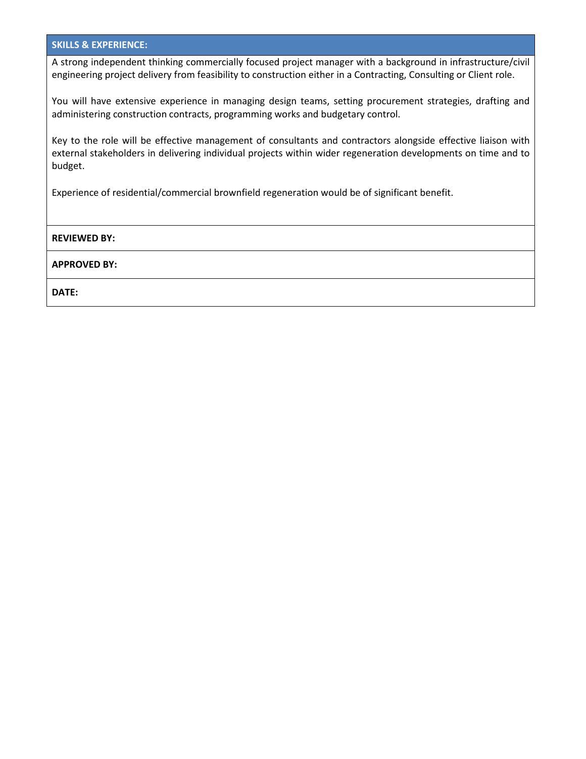**SKILLS & EXPERIENCE:**

A strong independent thinking commercially focused project manager with a background in infrastructure/civil engineering project delivery from feasibility to construction either in a Contracting, Consulting or Client role.

You will have extensive experience in managing design teams, setting procurement strategies, drafting and administering construction contracts, programming works and budgetary control.

Key to the role will be effective management of consultants and contractors alongside effective liaison with external stakeholders in delivering individual projects within wider regeneration developments on time and to budget.

Experience of residential/commercial brownfield regeneration would be of significant benefit.

**REVIEWED BY:**

**APPROVED BY:**

**DATE:**